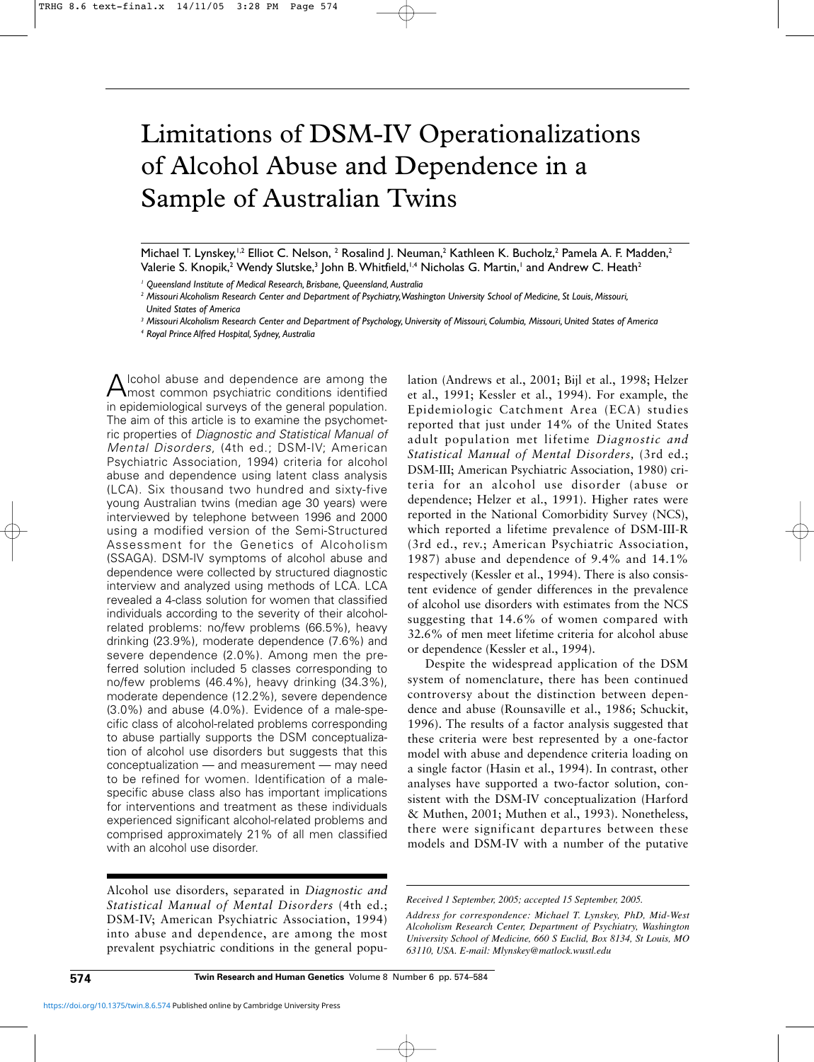# Limitations of DSM-IV Operationalizations of Alcohol Abuse and Dependence in a Sample of Australian Twins

Michael T. Lynskey,[1,2] Elliot C. Nelson,[2] Rosalind J. Neuman,[2] Kathleen K. Bucholz,[2] Pamela A. F. Madden,[2] Valerie S. Knopik,[2] Wendy Slutske,[3] John B. Whitfield,[1,4] Nicholas G. Martin,[1] and Andrew C. Heath[2]

[1] *Queensland Institute of Medical Research, Brisbane, Queensland, Australia*

[2] *Missouri Alcoholism Research Center and Department of Psychiatry, Washington University School of Medicine, St Louis, Missouri, United States of America*

[3] *Missouri Alcoholism Research Center and Department of Psychology, University of Missouri, Columbia, Missouri, United States of America*

[4] *Royal Prince Alfred Hospital, Sydney, Australia*

Alcohol abuse and dependence are among the most common psychiatric conditions identified in epidemiological surveys of the general population. The aim of this article is to examine the psychometric properties of *Diagnostic and Statistical Manual of Mental Disorders*, (4th ed.; DSM-IV; American Psychiatric Association, 1994) criteria for alcohol abuse and dependence using latent class analysis (LCA). Six thousand two hundred and sixty-five young Australian twins (median age 30 years) were interviewed by telephone between 1996 and 2000 using a modified version of the Semi-Structured Assessment for the Genetics of Alcoholism (SSAGA). DSM-IV symptoms of alcohol abuse and dependence were collected by structured diagnostic interview and analyzed using methods of LCA. LCA revealed a 4-class solution for women that classified individuals according to the severity of their alcohol-related problems: no/few problems (66.5%), heavy drinking (23.9%), moderate dependence (7.6%) and severe dependence (2.0%). Among men the preferred solution included 5 classes corresponding to no/few problems (46.4%), heavy drinking (34.3%), moderate dependence (12.2%), severe dependence (3.0%) and abuse (4.0%). Evidence of a male-specific class of alcohol-related problems corresponding to abuse partially supports the DSM conceptualization of alcohol use disorders but suggests that this conceptualization — and measurement — may need to be refined for women. Identification of a male-specific abuse class also has important implications for interventions and treatment as these individuals experienced significant alcohol-related problems and comprised approximately 21% of all men classified with an alcohol use disorder.

Alcohol use disorders, separated in *Diagnostic and Statistical Manual of Mental Disorders* (4th ed.; DSM-IV; American Psychiatric Association, 1994) into abuse and dependence, are among the most prevalent psychiatric conditions in the general population (Andrews et al., 2001; Bijl et al., 1998; Helzer et al., 1991; Kessler et al., 1994). For example, the Epidemiologic Catchment Area (ECA) studies reported that just under 14% of the United States adult population met lifetime *Diagnostic and Statistical Manual of Mental Disorders,* (3rd ed.; DSM-III; American Psychiatric Association, 1980) criteria for an alcohol use disorder (abuse or dependence; Helzer et al., 1991). Higher rates were reported in the National Comorbidity Survey (NCS), which reported a lifetime prevalence of DSM-III-R (3rd ed., rev.; American Psychiatric Association, 1987) abuse and dependence of 9.4% and 14.1% respectively (Kessler et al., 1994). There is also consistent evidence of gender differences in the prevalence of alcohol use disorders with estimates from the NCS suggesting that 14.6% of women compared with 32.6% of men meet lifetime criteria for alcohol abuse or dependence (Kessler et al., 1994).

Despite the widespread application of the DSM system of nomenclature, there has been continued controversy about the distinction between dependence and abuse (Rounsaville et al., 1986; Schuckit, 1996). The results of a factor analysis suggested that these criteria were best represented by a one-factor model with abuse and dependence criteria loading on a single factor (Hasin et al., 1994). In contrast, other analyses have supported a two-factor solution, consistent with the DSM-IV conceptualization (Harford & Muthen, 2001; Muthen et al., 1993). Nonetheless, there were significant departures between these models and DSM-IV with a number of the putative

*Received 1 September, 2005; accepted 15 September, 2005.*

*Address for correspondence: Michael T. Lynskey, PhD, Mid-West Alcoholism Research Center, Department of Psychiatry, Washington University School of Medicine, 660 S Euclid, Box 8134, St Louis, MO 63110, USA. E-mail: Mlynskey@matlock.wustl.edu*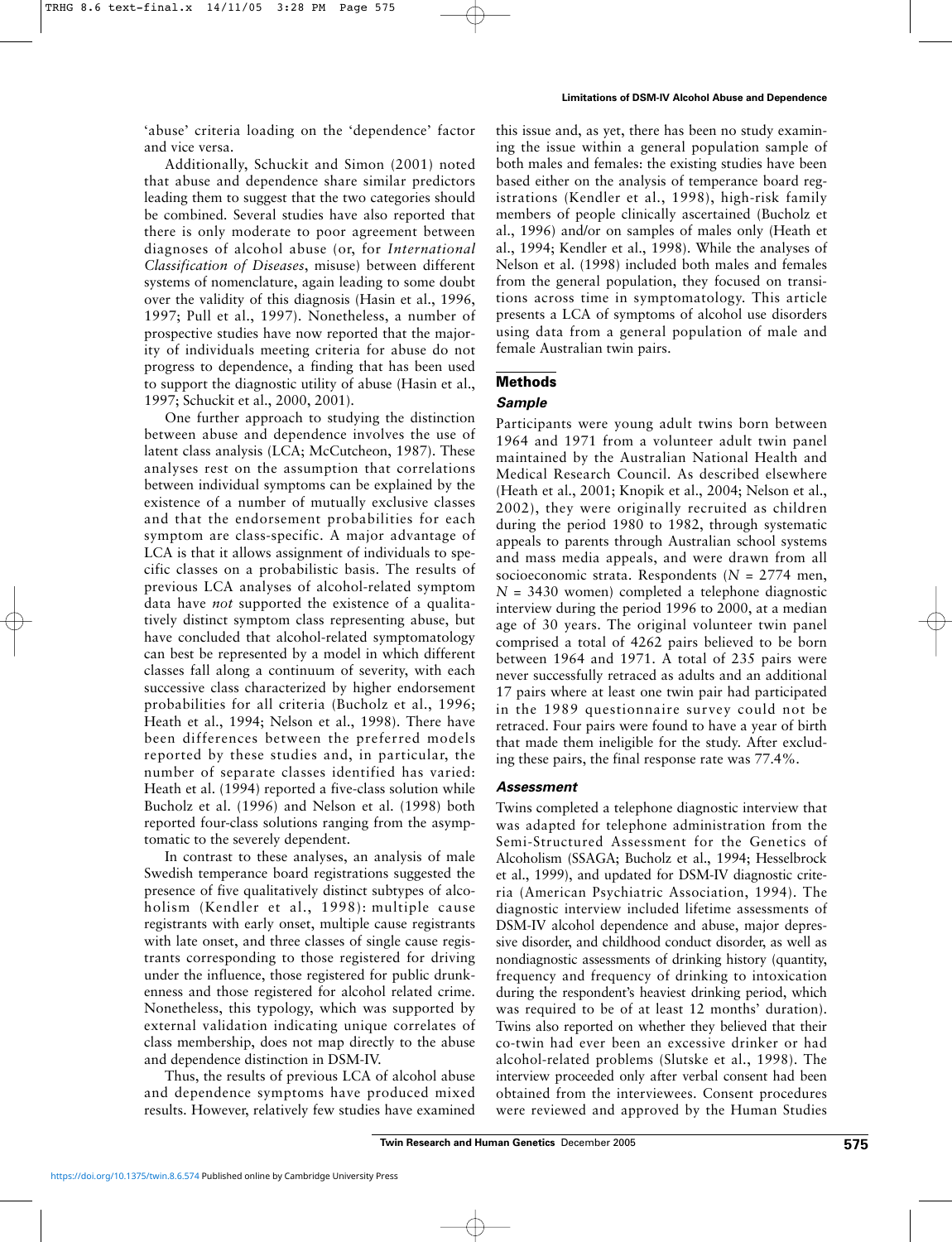'abuse' criteria loading on the 'dependence' factor and vice versa.

Additionally, Schuckit and Simon (2001) noted that abuse and dependence share similar predictors leading them to suggest that the two categories should be combined. Several studies have also reported that there is only moderate to poor agreement between diagnoses of alcohol abuse (or, for *International Classification of Diseases*, misuse) between different systems of nomenclature, again leading to some doubt over the validity of this diagnosis (Hasin et al., 1996, 1997; Pull et al., 1997). Nonetheless, a number of prospective studies have now reported that the majority of individuals meeting criteria for abuse do not progress to dependence, a finding that has been used to support the diagnostic utility of abuse (Hasin et al., 1997; Schuckit et al., 2000, 2001).

One further approach to studying the distinction between abuse and dependence involves the use of latent class analysis (LCA; McCutcheon, 1987). These analyses rest on the assumption that correlations between individual symptoms can be explained by the existence of a number of mutually exclusive classes and that the endorsement probabilities for each symptom are class-specific. A major advantage of LCA is that it allows assignment of individuals to specific classes on a probabilistic basis. The results of previous LCA analyses of alcohol-related symptom data have *not* supported the existence of a qualitatively distinct symptom class representing abuse, but have concluded that alcohol-related symptomatology can best be represented by a model in which different classes fall along a continuum of severity, with each successive class characterized by higher endorsement probabilities for all criteria (Bucholz et al., 1996; Heath et al., 1994; Nelson et al., 1998). There have been differences between the preferred models reported by these studies and, in particular, the number of separate classes identified has varied: Heath et al. (1994) reported a five-class solution while Bucholz et al. (1996) and Nelson et al. (1998) both reported four-class solutions ranging from the asymptomatic to the severely dependent.

In contrast to these analyses, an analysis of male Swedish temperance board registrations suggested the presence of five qualitatively distinct subtypes of alcoholism (Kendler et al., 1998): multiple cause registrants with early onset, multiple cause registrants with late onset, and three classes of single cause registrants corresponding to those registered for driving under the influence, those registered for public drunkenness and those registered for alcohol related crime. Nonetheless, this typology, which was supported by external validation indicating unique correlates of class membership, does not map directly to the abuse and dependence distinction in DSM-IV.

Thus, the results of previous LCA of alcohol abuse and dependence symptoms have produced mixed results. However, relatively few studies have examined this issue and, as yet, there has been no study examining the issue within a general population sample of both males and females: the existing studies have been based either on the analysis of temperance board registrations (Kendler et al., 1998), high-risk family members of people clinically ascertained (Bucholz et al., 1996) and/or on samples of males only (Heath et al., 1994; Kendler et al., 1998). While the analyses of Nelson et al. (1998) included both males and females from the general population, they focused on transitions across time in symptomatology. This article presents a LCA of symptoms of alcohol use disorders using data from a general population of male and female Australian twin pairs.

## Methods

### Sample

Participants were young adult twins born between 1964 and 1971 from a volunteer adult twin panel maintained by the Australian National Health and Medical Research Council. As described elsewhere (Heath et al., 2001; Knopik et al., 2004; Nelson et al., 2002), they were originally recruited as children during the period 1980 to 1982, through systematic appeals to parents through Australian school systems and mass media appeals, and were drawn from all socioeconomic strata. Respondents ($N$ = 2774 men, $N$ = 3430 women) completed a telephone diagnostic interview during the period 1996 to 2000, at a median age of 30 years. The original volunteer twin panel comprised a total of 4262 pairs believed to be born between 1964 and 1971. A total of 235 pairs were never successfully retraced as adults and an additional 17 pairs where at least one twin pair had participated in the 1989 questionnaire survey could not be retraced. Four pairs were found to have a year of birth that made them ineligible for the study. After excluding these pairs, the final response rate was 77.4%.

### Assessment

Twins completed a telephone diagnostic interview that was adapted for telephone administration from the Semi-Structured Assessment for the Genetics of Alcoholism (SSAGA; Bucholz et al., 1994; Hesselbrock et al., 1999), and updated for DSM-IV diagnostic criteria (American Psychiatric Association, 1994). The diagnostic interview included lifetime assessments of DSM-IV alcohol dependence and abuse, major depressive disorder, and childhood conduct disorder, as well as nondiagnostic assessments of drinking history (quantity, frequency and frequency of drinking to intoxication during the respondent's heaviest drinking period, which was required to be of at least 12 months' duration). Twins also reported on whether they believed that their co-twin had ever been an excessive drinker or had alcohol-related problems (Slutske et al., 1998). The interview proceeded only after verbal consent had been obtained from the interviewees. Consent procedures were reviewed and approved by the Human Studies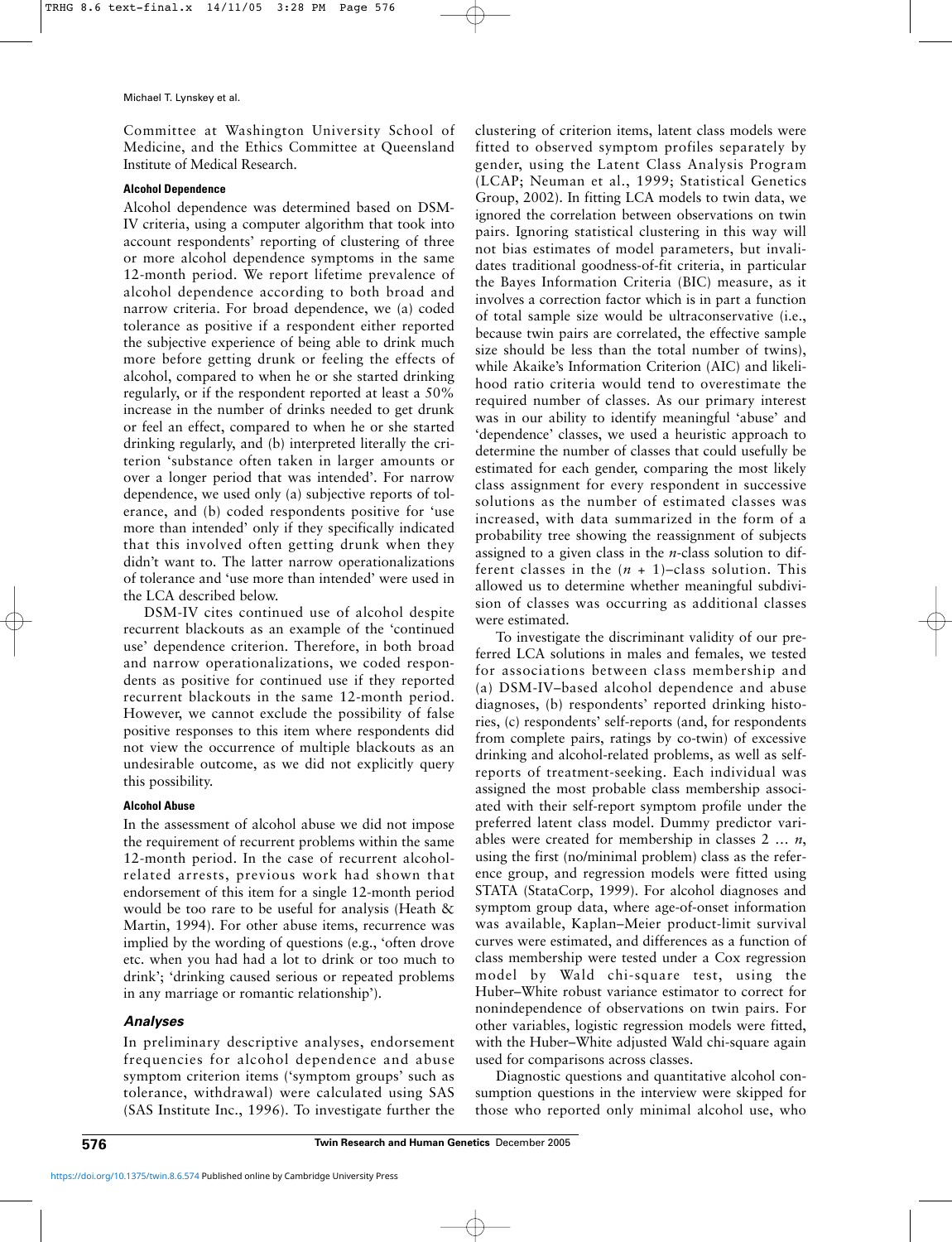Committee at Washington University School of Medicine, and the Ethics Committee at Queensland Institute of Medical Research.

#### Alcohol Dependence

Alcohol dependence was determined based on DSM-IV criteria, using a computer algorithm that took into account respondents' reporting of clustering of three or more alcohol dependence symptoms in the same 12-month period. We report lifetime prevalence of alcohol dependence according to both broad and narrow criteria. For broad dependence, we (a) coded tolerance as positive if a respondent either reported the subjective experience of being able to drink much more before getting drunk or feeling the effects of alcohol, compared to when he or she started drinking regularly, or if the respondent reported at least a 50% increase in the number of drinks needed to get drunk or feel an effect, compared to when he or she started drinking regularly, and (b) interpreted literally the criterion 'substance often taken in larger amounts or over a longer period that was intended'. For narrow dependence, we used only (a) subjective reports of tolerance, and (b) coded respondents positive for 'use more than intended' only if they specifically indicated that this involved often getting drunk when they didn't want to. The latter narrow operationalizations of tolerance and 'use more than intended' were used in the LCA described below.

DSM-IV cites continued use of alcohol despite recurrent blackouts as an example of the 'continued use' dependence criterion. Therefore, in both broad and narrow operationalizations, we coded respondents as positive for continued use if they reported recurrent blackouts in the same 12-month period. However, we cannot exclude the possibility of false positive responses to this item where respondents did not view the occurrence of multiple blackouts as an undesirable outcome, as we did not explicitly query this possibility.

#### Alcohol Abuse

In the assessment of alcohol abuse we did not impose the requirement of recurrent problems within the same 12-month period. In the case of recurrent alcohol-related arrests, previous work had shown that endorsement of this item for a single 12-month period would be too rare to be useful for analysis (Heath & Martin, 1994). For other abuse items, recurrence was implied by the wording of questions (e.g., 'often drove etc. when you had had a lot to drink or too much to drink'; 'drinking caused serious or repeated problems in any marriage or romantic relationship').

### *Analyses*

In preliminary descriptive analyses, endorsement frequencies for alcohol dependence and abuse symptom criterion items ('symptom groups' such as tolerance, withdrawal) were calculated using SAS (SAS Institute Inc., 1996). To investigate further the clustering of criterion items, latent class models were fitted to observed symptom profiles separately by gender, using the Latent Class Analysis Program (LCAP; Neuman et al., 1999; Statistical Genetics Group, 2002). In fitting LCA models to twin data, we ignored the correlation between observations on twin pairs. Ignoring statistical clustering in this way will not bias estimates of model parameters, but invalidates traditional goodness-of-fit criteria, in particular the Bayes Information Criteria (BIC) measure, as it involves a correction factor which is in part a function of total sample size would be ultraconservative (i.e., because twin pairs are correlated, the effective sample size should be less than the total number of twins), while Akaike's Information Criterion (AIC) and likelihood ratio criteria would tend to overestimate the required number of classes. As our primary interest was in our ability to identify meaningful 'abuse' and 'dependence' classes, we used a heuristic approach to determine the number of classes that could usefully be estimated for each gender, comparing the most likely class assignment for every respondent in successive solutions as the number of estimated classes was increased, with data summarized in the form of a probability tree showing the reassignment of subjects assigned to a given class in the *n*-class solution to different classes in the $(n + 1)$–class solution. This allowed us to determine whether meaningful subdivision of classes was occurring as additional classes were estimated.

To investigate the discriminant validity of our preferred LCA solutions in males and females, we tested for associations between class membership and (a) DSM-IV–based alcohol dependence and abuse diagnoses, (b) respondents' reported drinking histories, (c) respondents' self-reports (and, for respondents from complete pairs, ratings by co-twin) of excessive drinking and alcohol-related problems, as well as self-reports of treatment-seeking. Each individual was assigned the most probable class membership associated with their self-report symptom profile under the preferred latent class model. Dummy predictor variables were created for membership in classes 2 … *n*, using the first (no/minimal problem) class as the reference group, and regression models were fitted using STATA (StataCorp, 1999). For alcohol diagnoses and symptom group data, where age-of-onset information was available, Kaplan–Meier product-limit survival curves were estimated, and differences as a function of class membership were tested under a Cox regression model by Wald chi-square test, using the Huber–White robust variance estimator to correct for nonindependence of observations on twin pairs. For other variables, logistic regression models were fitted, with the Huber–White adjusted Wald chi-square again used for comparisons across classes.

Diagnostic questions and quantitative alcohol consumption questions in the interview were skipped for those who reported only minimal alcohol use, who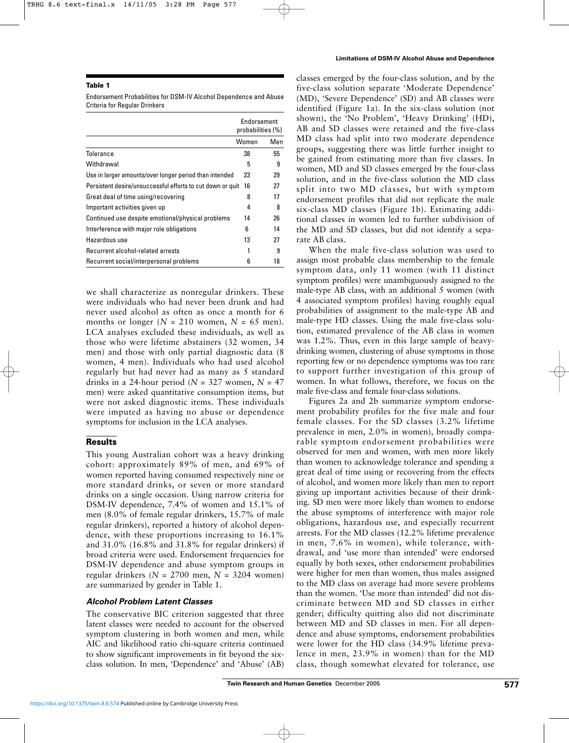**Table 1**

Endorsement Probabilities for DSM-IV Alcohol Dependence and Abuse Criteria for Regular Drinkers

| | Endorsement probabilities (%) | |
|---|---|---|
| | Women | Men |
| Tolerance | 38 | 55 |
| Withdrawal | 5 | 9 |
| Use in larger amounts/over longer period than intended | 23 | 29 |
| Persistent desire/unsuccessful efforts to cut down or quit | 16 | 27 |
| Great deal of time using/recovering | 8 | 17 |
| Important activities given up | 4 | 8 |
| Continued use despite emotional/physical problems | 14 | 26 |
| Interference with major role obligations | 6 | 14 |
| Hazardous use | 13 | 27 |
| Recurrent alcohol-related arrests | 1 | 9 |
| Recurrent social/interpersonal problems | 6 | 18 |

we shall characterize as nonregular drinkers. These were individuals who had never been drunk and had never used alcohol as often as once a month for 6 months or longer ($N$ = 210 women, $N$ = 65 men). LCA analyses excluded these individuals, as well as those who were lifetime abstainers (32 women, 34 men) and those with only partial diagnostic data (8 women, 4 men). Individuals who had used alcohol regularly but had never had as many as 5 standard drinks in a 24-hour period ($N$ = 327 women, $N$ = 47 men) were asked quantitative consumption items, but were not asked diagnostic items. These individuals were imputed as having no abuse or dependence symptoms for inclusion in the LCA analyses.

## Results

This young Australian cohort was a heavy drinking cohort: approximately 89% of men, and 69% of women reported having consumed respectively nine or more standard drinks, or seven or more standard drinks on a single occasion. Using narrow criteria for DSM-IV dependence, 7.4% of women and 15.1% of men (8.0% of female regular drinkers, 15.7% of male regular drinkers), reported a history of alcohol dependence, with these proportions increasing to 16.1% and 31.0% (16.8% and 31.8% for regular drinkers) if broad criteria were used. Endorsement frequencies for DSM-IV dependence and abuse symptom groups in regular drinkers ($N$ = 2700 men, $N$ = 3204 women) are summarized by gender in Table 1.

### *Alcohol Problem Latent Classes*

The conservative BIC criterion suggested that three latent classes were needed to account for the observed symptom clustering in both women and men, while AIC and likelihood ratio chi-square criteria continued to show significant improvements in fit beyond the six-class solution. In men, 'Dependence' and 'Abuse' (AB) classes emerged by the four-class solution, and by the five-class solution separate 'Moderate Dependence' (MD), 'Severe Dependence' (SD) and AB classes were identified (Figure 1a). In the six-class solution (not shown), the 'No Problem', 'Heavy Drinking' (HD), AB and SD classes were retained and the five-class MD class had split into two moderate dependence groups, suggesting there was little further insight to be gained from estimating more than five classes. In women, MD and SD classes emerged by the four-class solution, and in the five-class solution the MD class split into two MD classes, but with symptom endorsement profiles that did not replicate the male six-class MD classes (Figure 1b). Estimating additional classes in women led to further subdivision of the MD and SD classes, but did not identify a separate AB class.

When the male five-class solution was used to assign most probable class membership to the female symptom data, only 11 women (with 11 distinct symptom profiles) were unambiguously assigned to the male-type AB class, with an additional 5 women (with 4 associated symptom profiles) having roughly equal probabilities of assignment to the male-type AB and male-type HD classes. Using the male five-class solution, estimated prevalence of the AB class in women was 1.2%. Thus, even in this large sample of heavy-drinking women, clustering of abuse symptoms in those reporting few or no dependence symptoms was too rare to support further investigation of this group of women. In what follows, therefore, we focus on the male five-class and female four-class solutions.

Figures 2a and 2b summarize symptom endorsement probability profiles for the five male and four female classes. For the SD classes (3.2% lifetime prevalence in men, 2.0% in women), broadly comparable symptom endorsement probabilities were observed for men and women, with men more likely than women to acknowledge tolerance and spending a great deal of time using or recovering from the effects of alcohol, and women more likely than men to report giving up important activities because of their drinking. SD men were more likely than women to endorse the abuse symptoms of interference with major role obligations, hazardous use, and especially recurrent arrests. For the MD classes (12.2% lifetime prevalence in men, 7.6% in women), while tolerance, withdrawal, and 'use more than intended' were endorsed equally by both sexes, other endorsement probabilities were higher for men than women, thus males assigned to the MD class on average had more severe problems than the women. 'Use more than intended' did not discriminate between MD and SD classes in either gender; difficulty quitting also did not discriminate between MD and SD classes in men. For all dependence and abuse symptoms, endorsement probabilities were lower for the HD class (34.9% lifetime prevalence in men, 23.9% in women) than for the MD class, though somewhat elevated for tolerance, use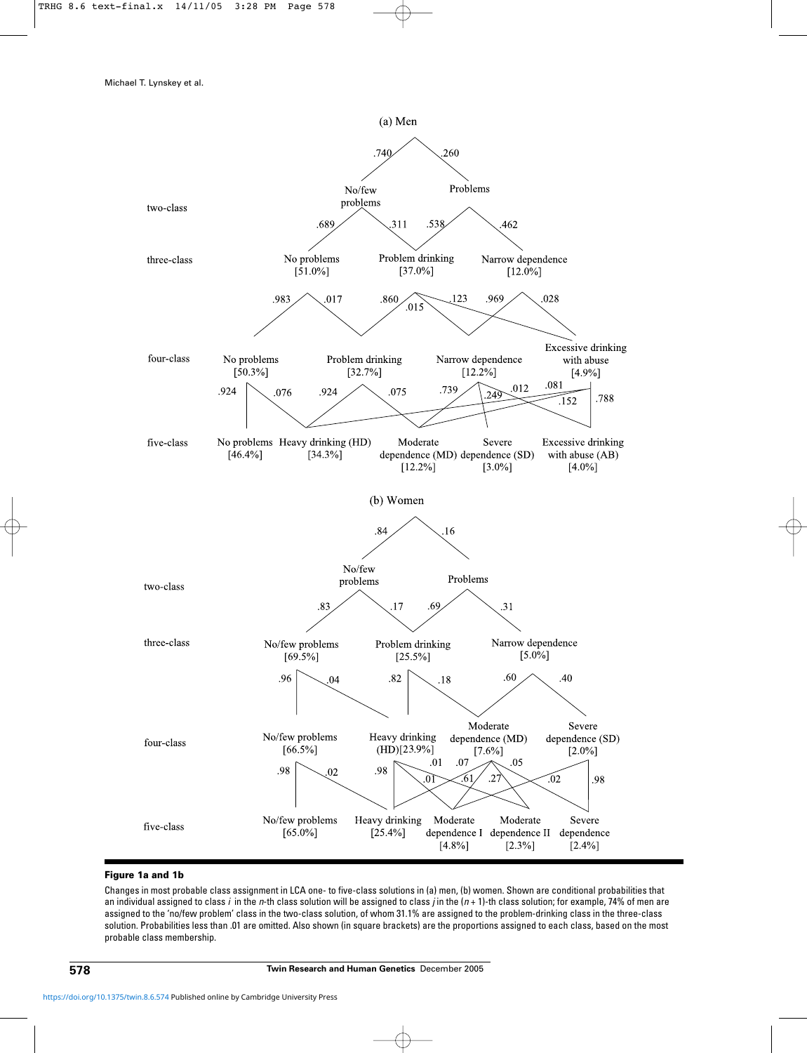(a) Men

| | | | | | |
|---|---|---|---|---|---|
| two-class | No/few problems (.740) | | Problems (.260) | | |
| three-class | No problems [51.0%] | Problem drinking [37.0%] | Narrow dependence [12.0%] | | |
| four-class | No problems [50.3%] | Problem drinking [32.7%] | Narrow dependence [12.2%] | Excessive drinking with abuse [4.9%] | |
| five-class | No problems [46.4%] | Heavy drinking (HD) [34.3%] | Moderate dependence (MD) [12.2%] | Severe dependence (SD) [3.0%] | Excessive drinking with abuse (AB) [4.0%] |

Transition probabilities (men): two-class No/few problems → three-class No problems .689, Problem drinking .311; Problems → Problem drinking .538, Narrow dependence .462. Three-class No problems → four-class No problems .983, Problem drinking .017; Problem drinking → Problem drinking .860, Narrow dependence .015, Excessive drinking with abuse .123; Narrow dependence → Narrow dependence .969, Excessive drinking with abuse .028. Four-class No problems → five-class No problems .924, Heavy drinking .076; Problem drinking → Heavy drinking .924, Moderate dependence .075; Narrow dependence → Moderate dependence .739, Severe dependence .249, Excessive drinking with abuse .012; Excessive drinking with abuse → Heavy drinking .081, Moderate dependence .152, Excessive drinking with abuse .788.

(b) Women

| | | | | | |
|---|---|---|---|---|---|
| two-class | No/few problems (.84) | | Problems (.16) | | |
| three-class | No/few problems [69.5%] | Problem drinking [25.5%] | Narrow dependence [5.0%] | | |
| four-class | No/few problems [66.5%] | Heavy drinking (HD)[23.9%] | Moderate dependence (MD) [7.6%] | Severe dependence (SD) [2.0%] | |
| five-class | No/few problems [65.0%] | Heavy drinking [25.4%] | Moderate dependence I [4.8%] | Moderate dependence II [2.3%] | Severe dependence [2.4%] |

Transition probabilities (women): two-class No/few problems → three-class No/few problems .83, Problem drinking .17; Problems → Problem drinking .69, Narrow dependence .31. Three-class No/few problems → four-class No/few problems .96, Heavy drinking .04; Problem drinking → Heavy drinking .82, Moderate dependence .18; Narrow dependence → Moderate dependence .60, Severe dependence .40. Four-class No/few problems → five-class No/few problems .98, Heavy drinking .02; Heavy drinking → Heavy drinking .98, .01, .01; Moderate dependence → .07, .61, .27, .05; Severe dependence → .02, Severe dependence .98.

**Figure 1a and 1b**

Changes in most probable class assignment in LCA one- to five-class solutions in (a) men, (b) women. Shown are conditional probabilities that an individual assigned to class *i* in the *n*-th class solution will be assigned to class *j* in the $(n + 1)$-th class solution; for example, 74% of men are assigned to the 'no/few problem' class in the two-class solution, of whom 31.1% are assigned to the problem-drinking class in the three-class solution. Probabilities less than .01 are omitted. Also shown (in square brackets) are the proportions assigned to each class, based on the most probable class membership.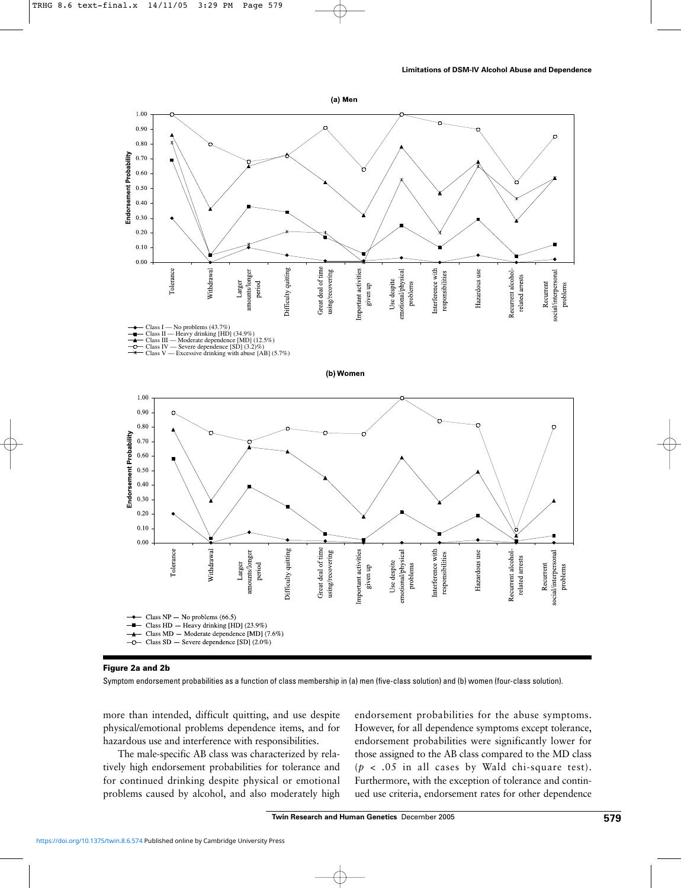**Figure 2a and 2b**

Symptom endorsement probabilities as a function of class membership in (a) men (five-class solution) and (b) women (four-class solution).

more than intended, difficult quitting, and use despite physical/emotional problems dependence items, and for hazardous use and interference with responsibilities.

The male-specific AB class was characterized by relatively high endorsement probabilities for tolerance and for continued drinking despite physical or emotional problems caused by alcohol, and also moderately high endorsement probabilities for the abuse symptoms. However, for all dependence symptoms except tolerance, endorsement probabilities were significantly lower for those assigned to the AB class compared to the MD class ($p < .05$ in all cases by Wald chi-square test). Furthermore, with the exception of tolerance and continued use criteria, endorsement rates for other dependence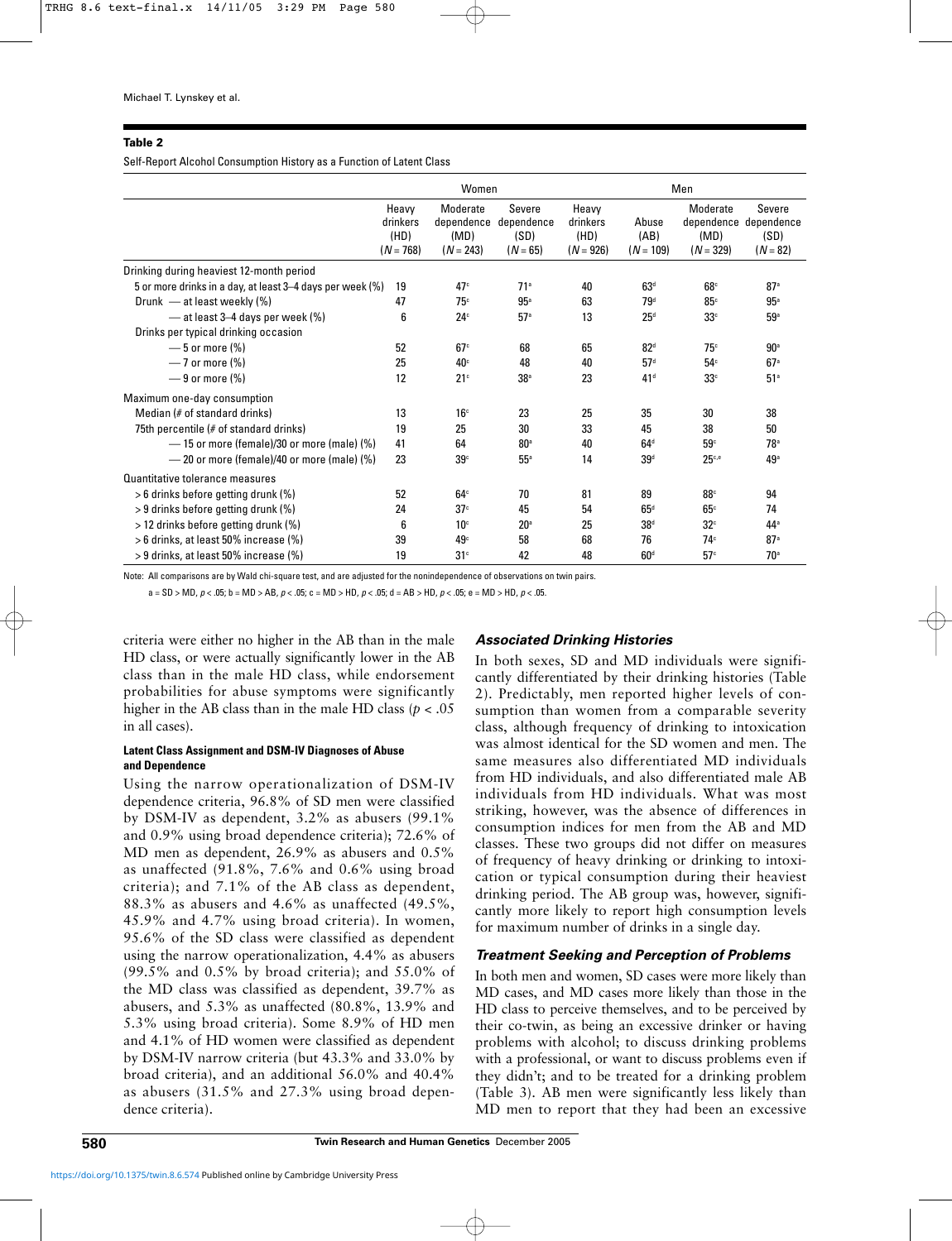**Table 2**

Self-Report Alcohol Consumption History as a Function of Latent Class

| | Women | | | Men | | | |
|---|---|---|---|---|---|---|---|
| | Heavy drinkers (HD) ($N$ = 768) | Moderate dependence (MD) ($N$ = 243) | Severe dependence (SD) ($N$ = 65) | Heavy drinkers (HD) ($N$ = 926) | Abuse (AB) ($N$ = 109) | Moderate dependence (MD) ($N$ = 329) | Severe dependence (SD) ($N$ = 82) |
| Drinking during heaviest 12-month period | | | | | | | |
| 5 or more drinks in a day, at least 3–4 days per week (%) | 19 | 47[c] | 71[a] | 40 | 63[d] | 68[c] | 87[a] |
| Drunk — at least weekly (%) | 47 | 75[c] | 95[a] | 63 | 79[d] | 85[c] | 95[a] |
| — at least 3–4 days per week (%) | 6 | 24[c] | 57[a] | 13 | 25[d] | 33[c] | 59[a] |
| Drinks per typical drinking occasion | | | | | | | |
| — 5 or more (%) | 52 | 67[c] | 68 | 65 | 82[d] | 75[c] | 90[a] |
| — 7 or more (%) | 25 | 40[c] | 48 | 40 | 57[d] | 54[c] | 67[a] |
| — 9 or more (%) | 12 | 21[c] | 38[a] | 23 | 41[d] | 33[c] | 51[a] |
| Maximum one-day consumption | | | | | | | |
| Median (# of standard drinks) | 13 | 16[c] | 23 | 25 | 35 | 30 | 38 |
| 75th percentile (# of standard drinks) | 19 | 25 | 30 | 33 | 45 | 38 | 50 |
| — 15 or more (female)/30 or more (male) (%) | 41 | 64 | 80[a] | 40 | 64[d] | 59[c] | 78[a] |
| — 20 or more (female)/40 or more (male) (%) | 23 | 39[c] | 55[a] | 14 | 39[d] | 25[c,e] | 49[a] |
| Quantitative tolerance measures | | | | | | | |
| > 6 drinks before getting drunk (%) | 52 | 64[c] | 70 | 81 | 89 | 88[c] | 94 |
| > 9 drinks before getting drunk (%) | 24 | 37[c] | 45 | 54 | 65[d] | 65[c] | 74 |
| > 12 drinks before getting drunk (%) | 6 | 10[c] | 20[a] | 25 | 38[d] | 32[c] | 44[a] |
| > 6 drinks, at least 50% increase (%) | 39 | 49[c] | 58 | 68 | 76 | 74[c] | 87[a] |
| > 9 drinks, at least 50% increase (%) | 19 | 31[c] | 42 | 48 | 60[d] | 57[c] | 70[a] |

Note: All comparisons are by Wald chi-square test, and are adjusted for the nonindependence of observations on twin pairs.

a = SD > MD, $p < .05$; b = MD > AB, $p < .05$; c = MD > HD, $p < .05$; d = AB > HD, $p < .05$; e = MD > HD, $p < .05$.

criteria were either no higher in the AB than in the male HD class, or were actually significantly lower in the AB class than in the male HD class, while endorsement probabilities for abuse symptoms were significantly higher in the AB class than in the male HD class ($p < .05$ in all cases).

#### Latent Class Assignment and DSM-IV Diagnoses of Abuse and Dependence

Using the narrow operationalization of DSM-IV dependence criteria, 96.8% of SD men were classified by DSM-IV as dependent, 3.2% as abusers (99.1% and 0.9% using broad dependence criteria); 72.6% of MD men as dependent, 26.9% as abusers and 0.5% as unaffected (91.8%, 7.6% and 0.6% using broad criteria); and 7.1% of the AB class as dependent, 88.3% as abusers and 4.6% as unaffected (49.5%, 45.9% and 4.7% using broad criteria). In women, 95.6% of the SD class were classified as dependent using the narrow operationalization, 4.4% as abusers (99.5% and 0.5% by broad criteria); and 55.0% of the MD class was classified as dependent, 39.7% as abusers, and 5.3% as unaffected (80.8%, 13.9% and 5.3% using broad criteria). Some 8.9% of HD men and 4.1% of HD women were classified as dependent by DSM-IV narrow criteria (but 43.3% and 33.0% by broad criteria), and an additional 56.0% and 40.4% as abusers (31.5% and 27.3% using broad dependence criteria).

### *Associated Drinking Histories*

In both sexes, SD and MD individuals were significantly differentiated by their drinking histories (Table 2). Predictably, men reported higher levels of consumption than women from a comparable severity class, although frequency of drinking to intoxication was almost identical for the SD women and men. The same measures also differentiated MD individuals from HD individuals, and also differentiated male AB individuals from HD individuals. What was most striking, however, was the absence of differences in consumption indices for men from the AB and MD classes. These two groups did not differ on measures of frequency of heavy drinking or drinking to intoxication or typical consumption during their heaviest drinking period. The AB group was, however, significantly more likely to report high consumption levels for maximum number of drinks in a single day.

### *Treatment Seeking and Perception of Problems*

In both men and women, SD cases were more likely than MD cases, and MD cases more likely than those in the HD class to perceive themselves, and to be perceived by their co-twin, as being an excessive drinker or having problems with alcohol; to discuss drinking problems with a professional, or want to discuss problems even if they didn't; and to be treated for a drinking problem (Table 3). AB men were significantly less likely than MD men to report that they had been an excessive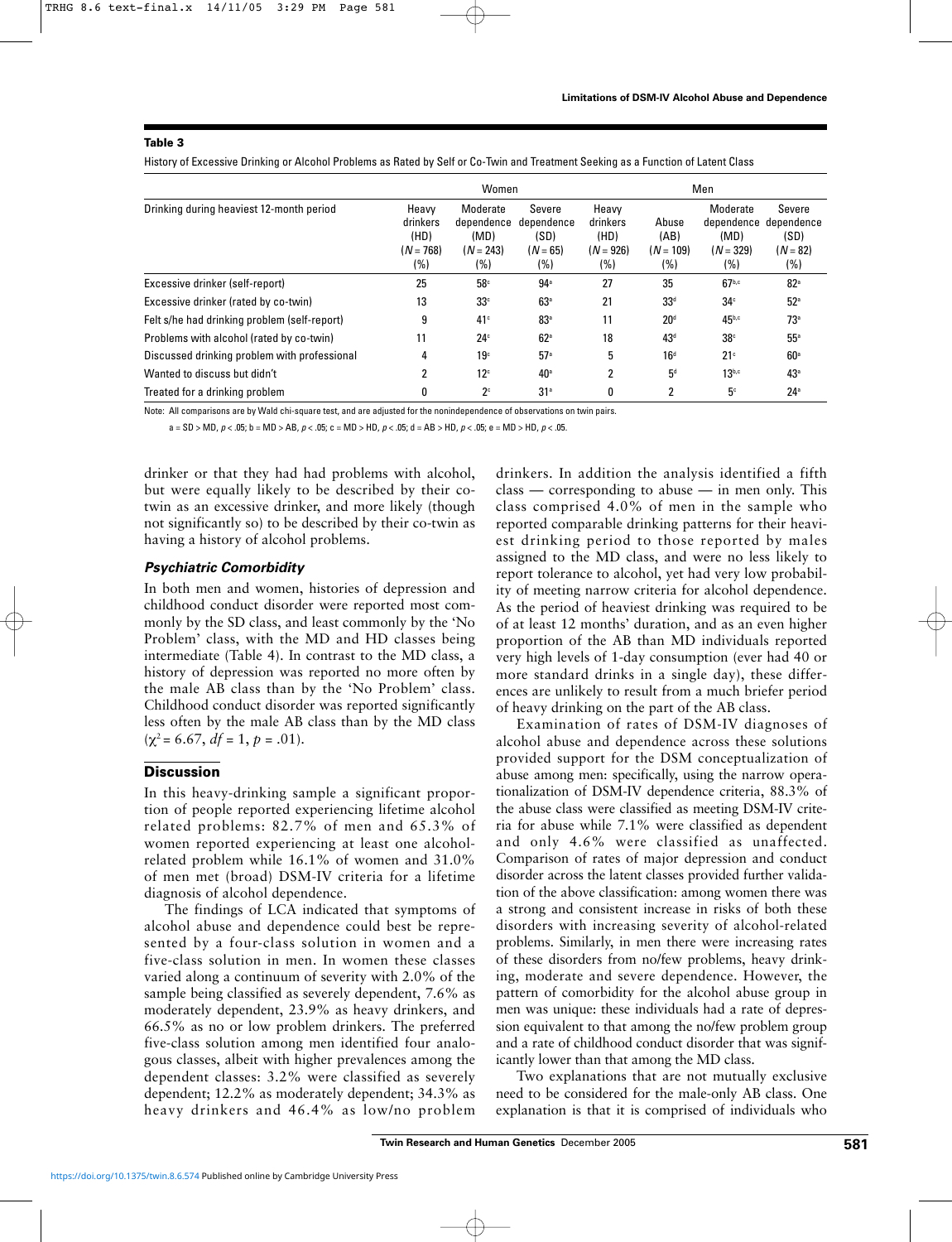**Table 3**

History of Excessive Drinking or Alcohol Problems as Rated by Self or Co-Twin and Treatment Seeking as a Function of Latent Class

| | Women | | | Men | | | |
|---|---|---|---|---|---|---|---|
| Drinking during heaviest 12-month period | Heavy drinkers (HD) (*N* = 768) (%) | Moderate dependence (MD) (*N* = 243) (%) | Severe dependence (SD) (*N* = 65) (%) | Heavy drinkers (HD) (*N* = 926) (%) | Abuse (AB) (*N* = 109) (%) | Moderate dependence (MD) (*N* = 329) (%) | Severe dependence (SD) (*N* = 82) (%) |
| Excessive drinker (self-report) | 25 | 58[c] | 94[a] | 27 | 35 | 67[b,c] | 82[a] |
| Excessive drinker (rated by co-twin) | 13 | 33[c] | 63[a] | 21 | 33[d] | 34[c] | 52[a] |
| Felt s/he had drinking problem (self-report) | 9 | 41[c] | 83[a] | 11 | 20[d] | 45[b,c] | 73[a] |
| Problems with alcohol (rated by co-twin) | 11 | 24[c] | 62[a] | 18 | 43[d] | 38[c] | 55[a] |
| Discussed drinking problem with professional | 4 | 19[c] | 57[a] | 5 | 16[d] | 21[c] | 60[a] |
| Wanted to discuss but didn't | 2 | 12[c] | 40[a] | 2 | 5[d] | 13[b,c] | 43[a] |
| Treated for a drinking problem | 0 | 2[c] | 31[a] | 0 | 2 | 5[c] | 24[a] |

Note: All comparisons are by Wald chi-square test, and are adjusted for the nonindependence of observations on twin pairs.

a = SD > MD, $p < .05$; b = MD > AB, $p < .05$; c = MD > HD, $p < .05$; d = AB > HD, $p < .05$; e = MD > HD, $p < .05$.

drinker or that they had had problems with alcohol, but were equally likely to be described by their co-twin as an excessive drinker, and more likely (though not significantly so) to be described by their co-twin as having a history of alcohol problems.

### *Psychiatric Comorbidity*

In both men and women, histories of depression and childhood conduct disorder were reported most commonly by the SD class, and least commonly by the 'No Problem' class, with the MD and HD classes being intermediate (Table 4). In contrast to the MD class, a history of depression was reported no more often by the male AB class than by the 'No Problem' class. Childhood conduct disorder was reported significantly less often by the male AB class than by the MD class ($\chi^2 = 6.67$, $df = 1$, $p = .01$).

## **Discussion**

In this heavy-drinking sample a significant proportion of people reported experiencing lifetime alcohol related problems: 82.7% of men and 65.3% of women reported experiencing at least one alcohol-related problem while 16.1% of women and 31.0% of men met (broad) DSM-IV criteria for a lifetime diagnosis of alcohol dependence.

The findings of LCA indicated that symptoms of alcohol abuse and dependence could best be represented by a four-class solution in women and a five-class solution in men. In women these classes varied along a continuum of severity with 2.0% of the sample being classified as severely dependent, 7.6% as moderately dependent, 23.9% as heavy drinkers, and 66.5% as no or low problem drinkers. The preferred five-class solution among men identified four analogous classes, albeit with higher prevalences among the dependent classes: 3.2% were classified as severely dependent; 12.2% as moderately dependent; 34.3% as heavy drinkers and 46.4% as low/no problem drinkers. In addition the analysis identified a fifth class — corresponding to abuse — in men only. This class comprised 4.0% of men in the sample who reported comparable drinking patterns for their heaviest drinking period to those reported by males assigned to the MD class, and were no less likely to report tolerance to alcohol, yet had very low probability of meeting narrow criteria for alcohol dependence. As the period of heaviest drinking was required to be of at least 12 months' duration, and as an even higher proportion of the AB than MD individuals reported very high levels of 1-day consumption (ever had 40 or more standard drinks in a single day), these differences are unlikely to result from a much briefer period of heavy drinking on the part of the AB class.

Examination of rates of DSM-IV diagnoses of alcohol abuse and dependence across these solutions provided support for the DSM conceptualization of abuse among men: specifically, using the narrow operationalization of DSM-IV dependence criteria, 88.3% of the abuse class were classified as meeting DSM-IV criteria for abuse while 7.1% were classified as dependent and only 4.6% were classified as unaffected. Comparison of rates of major depression and conduct disorder across the latent classes provided further validation of the above classification: among women there was a strong and consistent increase in risks of both these disorders with increasing severity of alcohol-related problems. Similarly, in men there were increasing rates of these disorders from no/few problems, heavy drinking, moderate and severe dependence. However, the pattern of comorbidity for the alcohol abuse group in men was unique: these individuals had a rate of depression equivalent to that among the no/few problem group and a rate of childhood conduct disorder that was significantly lower than that among the MD class.

Two explanations that are not mutually exclusive need to be considered for the male-only AB class. One explanation is that it is comprised of individuals who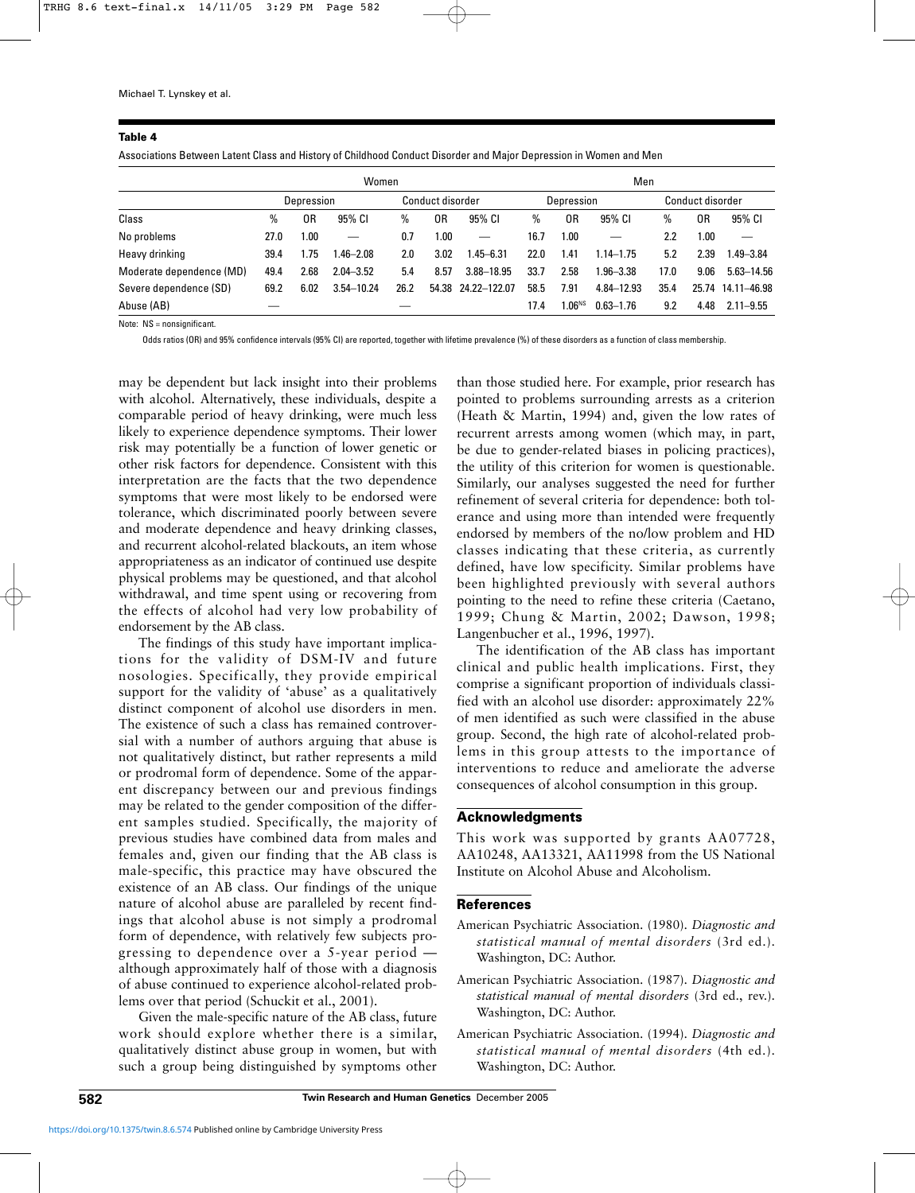**Table 4**

Associations Between Latent Class and History of Childhood Conduct Disorder and Major Depression in Women and Men

| | Women | | | | | | Men | | | | | |
|---|---|---|---|---|---|---|---|---|---|---|---|---|
| | Depression | | | Conduct disorder | | | Depression | | | Conduct disorder | | |
| Class | % | OR | 95% CI | % | OR | 95% CI | % | OR | 95% CI | % | OR | 95% CI |
| No problems | 27.0 | 1.00 | — | 0.7 | 1.00 | — | 16.7 | 1.00 | — | 2.2 | 1.00 | — |
| Heavy drinking | 39.4 | 1.75 | 1.46–2.08 | 2.0 | 3.02 | 1.45–6.31 | 22.0 | 1.41 | 1.14–1.75 | 5.2 | 2.39 | 1.49–3.84 |
| Moderate dependence (MD) | 49.4 | 2.68 | 2.04–3.52 | 5.4 | 8.57 | 3.88–18.95 | 33.7 | 2.58 | 1.96–3.38 | 17.0 | 9.06 | 5.63–14.56 |
| Severe dependence (SD) | 69.2 | 6.02 | 3.54–10.24 | 26.2 | 54.38 | 24.22–122.07 | 58.5 | 7.91 | 4.84–12.93 | 35.4 | 25.74 | 14.11–46.98 |
| Abuse (AB) | — | | | — | | | 17.4 | 1.06[NS] | 0.63–1.76 | 9.2 | 4.48 | 2.11–9.55 |

Note: NS = nonsignificant.

Odds ratios (OR) and 95% confidence intervals (95% CI) are reported, together with lifetime prevalence (%) of these disorders as a function of class membership.

may be dependent but lack insight into their problems with alcohol. Alternatively, these individuals, despite a comparable period of heavy drinking, were much less likely to experience dependence symptoms. Their lower risk may potentially be a function of lower genetic or other risk factors for dependence. Consistent with this interpretation are the facts that the two dependence symptoms that were most likely to be endorsed were tolerance, which discriminated poorly between severe and moderate dependence and heavy drinking classes, and recurrent alcohol-related blackouts, an item whose appropriateness as an indicator of continued use despite physical problems may be questioned, and that alcohol withdrawal, and time spent using or recovering from the effects of alcohol had very low probability of endorsement by the AB class.

The findings of this study have important implications for the validity of DSM-IV and future nosologies. Specifically, they provide empirical support for the validity of 'abuse' as a qualitatively distinct component of alcohol use disorders in men. The existence of such a class has remained controversial with a number of authors arguing that abuse is not qualitatively distinct, but rather represents a mild or prodromal form of dependence. Some of the apparent discrepancy between our and previous findings may be related to the gender composition of the different samples studied. Specifically, the majority of previous studies have combined data from males and females and, given our finding that the AB class is male-specific, this practice may have obscured the existence of an AB class. Our findings of the unique nature of alcohol abuse are paralleled by recent findings that alcohol abuse is not simply a prodromal form of dependence, with relatively few subjects progressing to dependence over a 5-year period — although approximately half of those with a diagnosis of abuse continued to experience alcohol-related problems over that period (Schuckit et al., 2001).

Given the male-specific nature of the AB class, future work should explore whether there is a similar, qualitatively distinct abuse group in women, but with such a group being distinguished by symptoms other than those studied here. For example, prior research has pointed to problems surrounding arrests as a criterion (Heath & Martin, 1994) and, given the low rates of recurrent arrests among women (which may, in part, be due to gender-related biases in policing practices), the utility of this criterion for women is questionable. Similarly, our analyses suggested the need for further refinement of several criteria for dependence: both tolerance and using more than intended were frequently endorsed by members of the no/low problem and HD classes indicating that these criteria, as currently defined, have low specificity. Similar problems have been highlighted previously with several authors pointing to the need to refine these criteria (Caetano, 1999; Chung & Martin, 2002; Dawson, 1998; Langenbucher et al., 1996, 1997).

The identification of the AB class has important clinical and public health implications. First, they comprise a significant proportion of individuals classified with an alcohol use disorder: approximately 22% of men identified as such were classified in the abuse group. Second, the high rate of alcohol-related problems in this group attests to the importance of interventions to reduce and ameliorate the adverse consequences of alcohol consumption in this group.

## Acknowledgments

This work was supported by grants AA07728, AA10248, AA13321, AA11998 from the US National Institute on Alcohol Abuse and Alcoholism.

## References

American Psychiatric Association. (1980). *Diagnostic and statistical manual of mental disorders* (3rd ed.). Washington, DC: Author.

American Psychiatric Association. (1987). *Diagnostic and statistical manual of mental disorders* (3rd ed., rev.). Washington, DC: Author.

American Psychiatric Association. (1994). *Diagnostic and statistical manual of mental disorders* (4th ed.). Washington, DC: Author.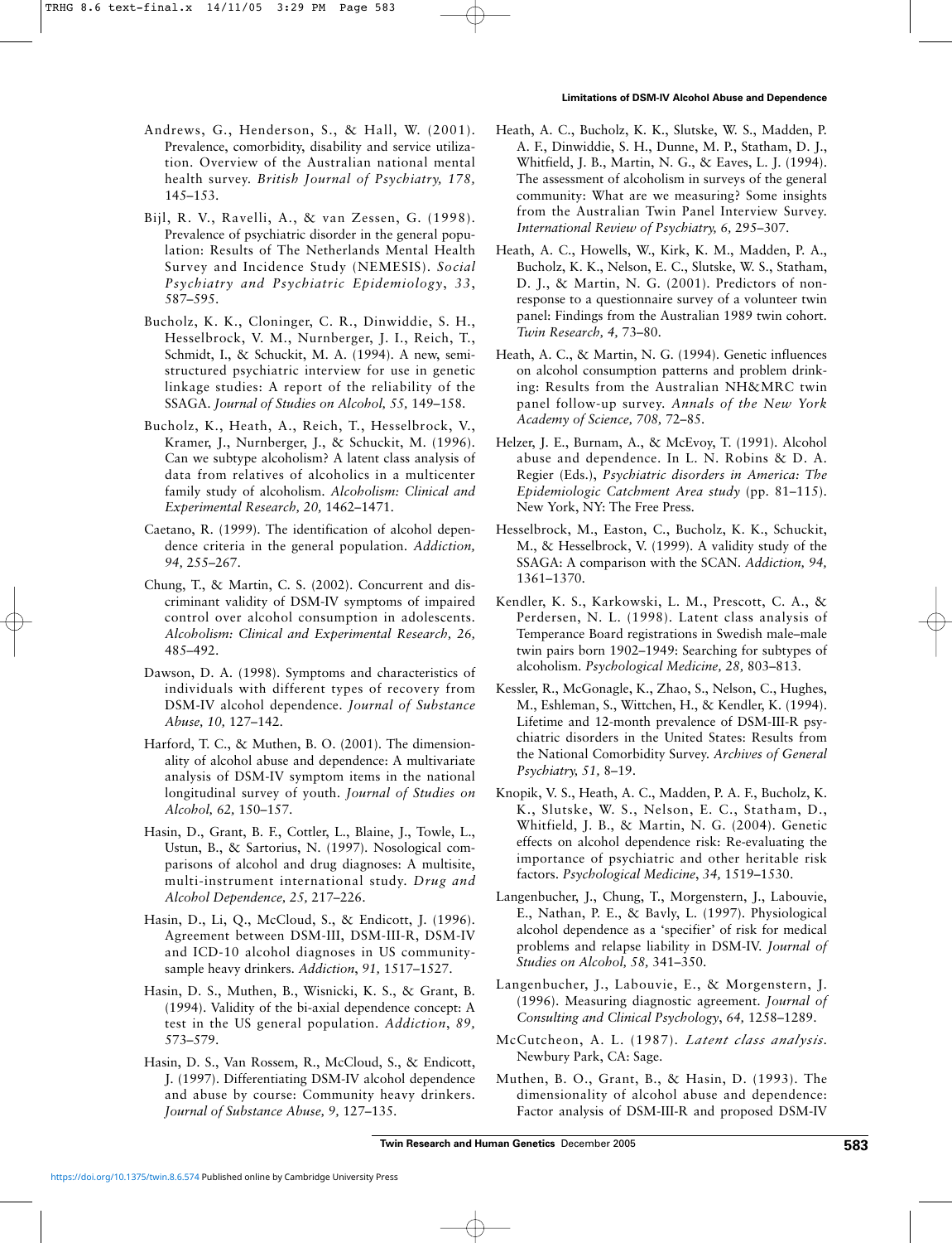Andrews, G., Henderson, S., & Hall, W. (2001). Prevalence, comorbidity, disability and service utilization. Overview of the Australian national mental health survey. *British Journal of Psychiatry, 178,* 145–153.

Bijl, R. V., Ravelli, A., & van Zessen, G. (1998). Prevalence of psychiatric disorder in the general population: Results of The Netherlands Mental Health Survey and Incidence Study (NEMESIS). *Social Psychiatry and Psychiatric Epidemiology*, *33*, 587–595.

Bucholz, K. K., Cloninger, C. R., Dinwiddie, S. H., Hesselbrock, V. M., Nurnberger, J. I., Reich, T., Schmidt, I., & Schuckit, M. A. (1994). A new, semi-structured psychiatric interview for use in genetic linkage studies: A report of the reliability of the SSAGA. *Journal of Studies on Alcohol, 55,* 149–158.

Bucholz, K., Heath, A., Reich, T., Hesselbrock, V., Kramer, J., Nurnberger, J., & Schuckit, M. (1996). Can we subtype alcoholism? A latent class analysis of data from relatives of alcoholics in a multicenter family study of alcoholism. *Alcoholism: Clinical and Experimental Research, 20,* 1462–1471.

Caetano, R. (1999). The identification of alcohol dependence criteria in the general population. *Addiction, 94,* 255–267.

Chung, T., & Martin, C. S. (2002). Concurrent and discriminant validity of DSM-IV symptoms of impaired control over alcohol consumption in adolescents. *Alcoholism: Clinical and Experimental Research, 26,* 485–492.

Dawson, D. A. (1998). Symptoms and characteristics of individuals with different types of recovery from DSM-IV alcohol dependence. *Journal of Substance Abuse, 10,* 127–142.

Harford, T. C., & Muthen, B. O. (2001). The dimensionality of alcohol abuse and dependence: A multivariate analysis of DSM-IV symptom items in the national longitudinal survey of youth. *Journal of Studies on Alcohol, 62,* 150–157.

Hasin, D., Grant, B. F., Cottler, L., Blaine, J., Towle, L., Ustun, B., & Sartorius, N. (1997). Nosological comparisons of alcohol and drug diagnoses: A multisite, multi-instrument international study. *Drug and Alcohol Dependence, 25,* 217–226.

Hasin, D., Li, Q., McCloud, S., & Endicott, J. (1996). Agreement between DSM-III, DSM-III-R, DSM-IV and ICD-10 alcohol diagnoses in US community-sample heavy drinkers. *Addiction*, *91,* 1517–1527.

Hasin, D. S., Muthen, B., Wisnicki, K. S., & Grant, B. (1994). Validity of the bi-axial dependence concept: A test in the US general population. *Addiction*, *89,* 573–579.

Hasin, D. S., Van Rossem, R., McCloud, S., & Endicott, J. (1997). Differentiating DSM-IV alcohol dependence and abuse by course: Community heavy drinkers. *Journal of Substance Abuse, 9,* 127–135.

Heath, A. C., Bucholz, K. K., Slutske, W. S., Madden, P. A. F., Dinwiddie, S. H., Dunne, M. P., Statham, D. J., Whitfield, J. B., Martin, N. G., & Eaves, L. J. (1994). The assessment of alcoholism in surveys of the general community: What are we measuring? Some insights from the Australian Twin Panel Interview Survey. *International Review of Psychiatry, 6,* 295–307.

Heath, A. C., Howells, W., Kirk, K. M., Madden, P. A., Bucholz, K. K., Nelson, E. C., Slutske, W. S., Statham, D. J., & Martin, N. G. (2001). Predictors of non-response to a questionnaire survey of a volunteer twin panel: Findings from the Australian 1989 twin cohort. *Twin Research, 4,* 73–80.

Heath, A. C., & Martin, N. G. (1994). Genetic influences on alcohol consumption patterns and problem drinking: Results from the Australian NH&MRC twin panel follow-up survey. *Annals of the New York Academy of Science, 708,* 72–85.

Helzer, J. E., Burnam, A., & McEvoy, T. (1991). Alcohol abuse and dependence. In L. N. Robins & D. A. Regier (Eds.), *Psychiatric disorders in America: The Epidemiologic Catchment Area study* (pp. 81–115). New York, NY: The Free Press.

Hesselbrock, M., Easton, C., Bucholz, K. K., Schuckit, M., & Hesselbrock, V. (1999). A validity study of the SSAGA: A comparison with the SCAN. *Addiction, 94,* 1361–1370.

Kendler, K. S., Karkowski, L. M., Prescott, C. A., & Perdersen, N. L. (1998). Latent class analysis of Temperance Board registrations in Swedish male–male twin pairs born 1902–1949: Searching for subtypes of alcoholism. *Psychological Medicine, 28,* 803–813.

Kessler, R., McGonagle, K., Zhao, S., Nelson, C., Hughes, M., Eshleman, S., Wittchen, H., & Kendler, K. (1994). Lifetime and 12-month prevalence of DSM-III-R psychiatric disorders in the United States: Results from the National Comorbidity Survey. *Archives of General Psychiatry, 51,* 8–19.

Knopik, V. S., Heath, A. C., Madden, P. A. F., Bucholz, K. K., Slutske, W. S., Nelson, E. C., Statham, D., Whitfield, J. B., & Martin, N. G. (2004). Genetic effects on alcohol dependence risk: Re-evaluating the importance of psychiatric and other heritable risk factors. *Psychological Medicine*, *34,* 1519–1530.

Langenbucher, J., Chung, T., Morgenstern, J., Labouvie, E., Nathan, P. E., & Bavly, L. (1997). Physiological alcohol dependence as a 'specifier' of risk for medical problems and relapse liability in DSM-IV. *Journal of Studies on Alcohol, 58,* 341–350.

Langenbucher, J., Labouvie, E., & Morgenstern, J. (1996). Measuring diagnostic agreement. *Journal of Consulting and Clinical Psychology*, *64,* 1258–1289.

McCutcheon, A. L. (1987). *Latent class analysis.* Newbury Park, CA: Sage.

Muthen, B. O., Grant, B., & Hasin, D. (1993). The dimensionality of alcohol abuse and dependence: Factor analysis of DSM-III-R and proposed DSM-IV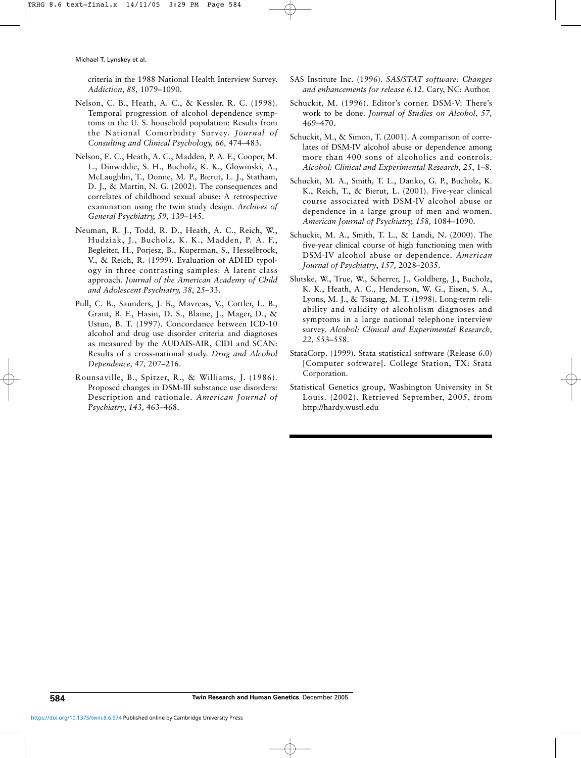criteria in the 1988 National Health Interview Survey. *Addiction*, *88,* 1079–1090.

Nelson, C. B., Heath, A. C., & Kessler, R. C. (1998). Temporal progression of alcohol dependence symptoms in the U. S. household population: Results from the National Comorbidity Survey. *Journal of Consulting and Clinical Psychology, 66,* 474–483.

Nelson, E. C., Heath, A. C., Madden, P. A. F., Cooper, M. L., Dinwiddie, S. H., Bucholz, K. K., Glowinski, A., McLaughlin, T., Dunne, M. P., Bierut, L. J., Statham, D. J., & Martin, N. G. (2002). The consequences and correlates of childhood sexual abuse: A retrospective examination using the twin study design. *Archives of General Psychiatry, 59,* 139–145.

Neuman, R. J., Todd, R. D., Heath, A. C., Reich, W., Hudziak, J., Bucholz, K. K., Madden, P. A. F., Begleiter, H., Porjesz, B., Kuperman, S., Hesselbrock, V., & Reich, R. (1999). Evaluation of ADHD typology in three contrasting samples: A latent class approach. *Journal of the American Academy of Child and Adolescent Psychiatry, 38*, 25–33.

Pull, C. B., Saunders, J. B., Mavreas, V., Cottler, L. B., Grant, B. F., Hasin, D. S., Blaine, J., Mager, D., & Ustun, B. T. (1997). Concordance between ICD-10 alcohol and drug use disorder criteria and diagnoses as measured by the AUDAIS-AIR, CIDI and SCAN: Results of a cross-national study. *Drug and Alcohol Dependence, 47,* 207–216.

Rounsaville, B., Spitzer, R., & Williams, J. (1986). Proposed changes in DSM-III substance use disorders: Description and rationale. *American Journal of Psychiatry*, *143,* 463–468.

SAS Institute Inc. (1996). *SAS/STAT software: Changes and enhancements for release 6.12.* Cary, NC: Author.

Schuckit, M. (1996). Editor's corner. DSM-V: There's work to be done. *Journal of Studies on Alcohol*, *57,* 469–470.

Schuckit, M., & Simon, T. (2001). A comparison of correlates of DSM-IV alcohol abuse or dependence among more than 400 sons of alcoholics and controls. *Alcohol: Clinical and Experimental Research, 25*, 1–8.

Schuckit, M. A., Smith, T. L., Danko, G. P., Bucholz, K. K., Reich, T., & Bierut, L. (2001). Five-year clinical course associated with DSM-IV alcohol abuse or dependence in a large group of men and women. *American Journal of Psychiatry, 158,* 1084–1090.

Schuckit, M. A., Smith, T. L., & Landi, N. (2000). The five-year clinical course of high functioning men with DSM-IV alcohol abuse or dependence. *American Journal of Psychiatry*, *157,* 2028–2035.

Slutske, W., True, W., Scherrer, J., Goldberg, J., Bucholz, K. K., Heath, A. C., Henderson, W. G., Eisen, S. A., Lyons, M. J., & Tsuang, M. T. (1998). Long-term reliability and validity of alcoholism diagnoses and symptoms in a large national telephone interview survey. *Alcohol: Clinical and Experimental Research, 22,* 553–558.

StataCorp. (1999). Stata statistical software (Release 6.0) [Computer software]. College Station, TX: Stata Corporation.

Statistical Genetics group, Washington University in St Louis. (2002). Retrieved September, 2005, from http://hardy.wustl.edu